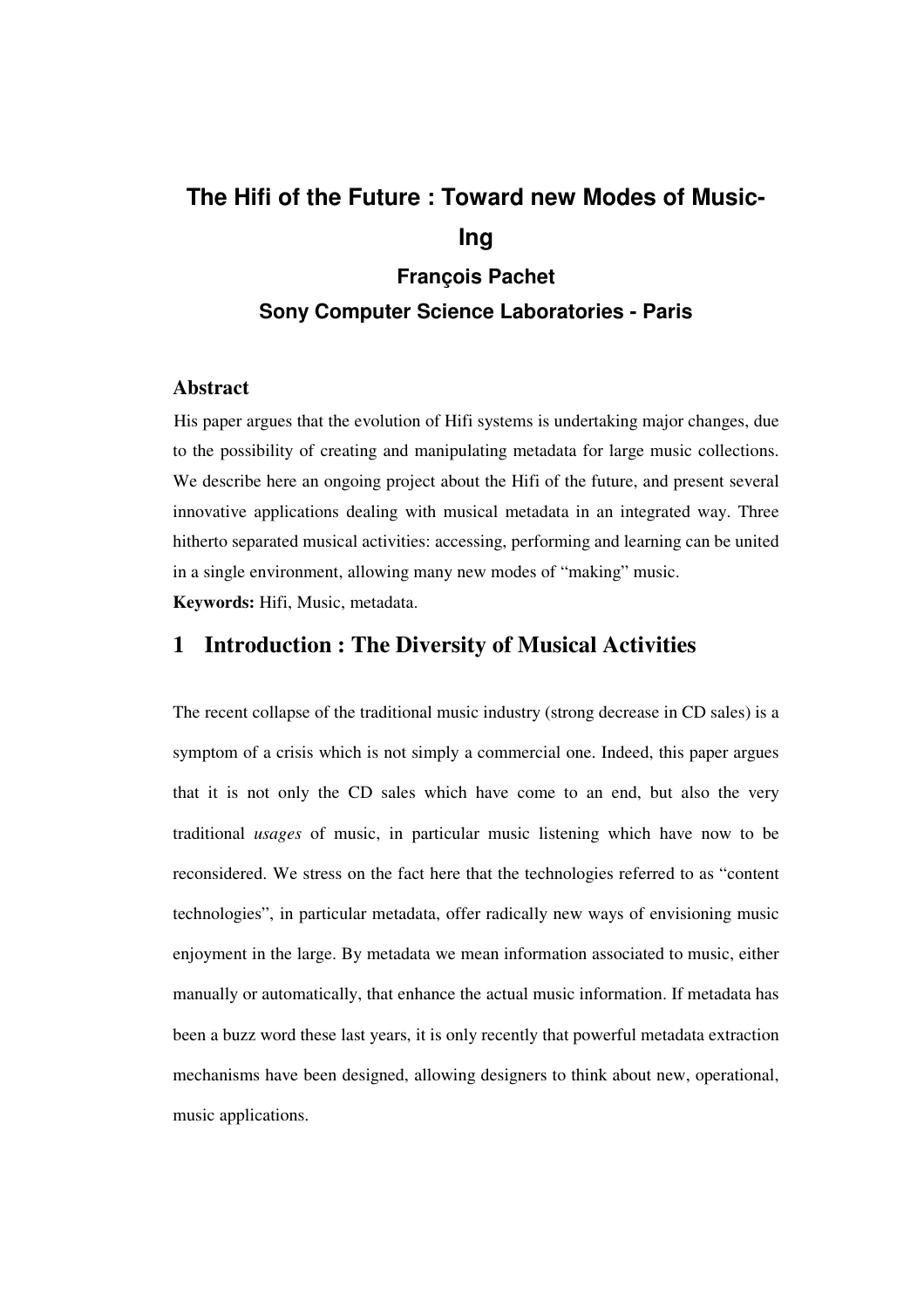# The Hifi of the Future : Toward new Modes of Music-Ing

**François Pachet**

**Sony Computer Science Laboratories - Paris**

## Abstract

His paper argues that the evolution of Hifi systems is undertaking major changes, due to the possibility of creating and manipulating metadata for large music collections. We describe here an ongoing project about the Hifi of the future, and present several innovative applications dealing with musical metadata in an integrated way. Three hitherto separated musical activities: accessing, performing and learning can be united in a single environment, allowing many new modes of "making" music.

**Keywords:** Hifi, Music, metadata.

## 1 Introduction : The Diversity of Musical Activities

The recent collapse of the traditional music industry (strong decrease in CD sales) is a symptom of a crisis which is not simply a commercial one. Indeed, this paper argues that it is not only the CD sales which have come to an end, but also the very traditional *usages* of music, in particular music listening which have now to be reconsidered. We stress on the fact here that the technologies referred to as "content technologies", in particular metadata, offer radically new ways of envisioning music enjoyment in the large. By metadata we mean information associated to music, either manually or automatically, that enhance the actual music information. If metadata has been a buzz word these last years, it is only recently that powerful metadata extraction mechanisms have been designed, allowing designers to think about new, operational, music applications.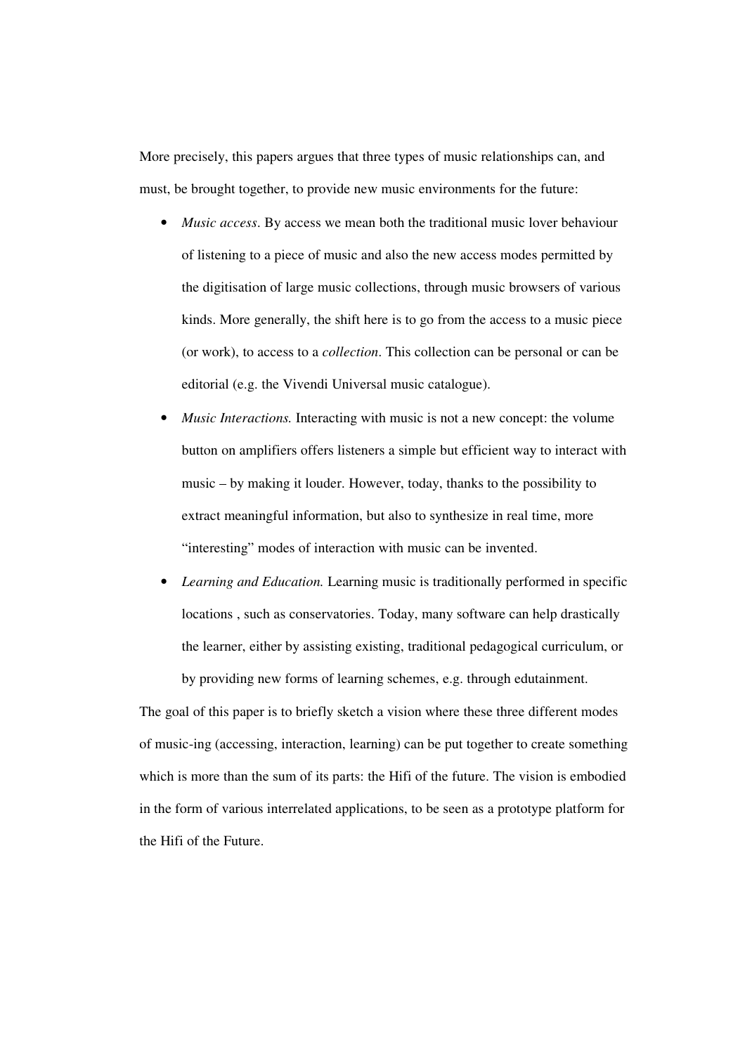More precisely, this papers argues that three types of music relationships can, and must, be brought together, to provide new music environments for the future:

- *Music access*. By access we mean both the traditional music lover behaviour of listening to a piece of music and also the new access modes permitted by the digitisation of large music collections, through music browsers of various kinds. More generally, the shift here is to go from the access to a music piece (or work), to access to a *collection*. This collection can be personal or can be editorial (e.g. the Vivendi Universal music catalogue).
- *Music Interactions.* Interacting with music is not a new concept: the volume button on amplifiers offers listeners a simple but efficient way to interact with music – by making it louder. However, today, thanks to the possibility to extract meaningful information, but also to synthesize in real time, more "interesting" modes of interaction with music can be invented.
- *Learning and Education.* Learning music is traditionally performed in specific locations , such as conservatories. Today, many software can help drastically the learner, either by assisting existing, traditional pedagogical curriculum, or by providing new forms of learning schemes, e.g. through edutainment.

The goal of this paper is to briefly sketch a vision where these three different modes of music-ing (accessing, interaction, learning) can be put together to create something which is more than the sum of its parts: the Hifi of the future. The vision is embodied in the form of various interrelated applications, to be seen as a prototype platform for the Hifi of the Future.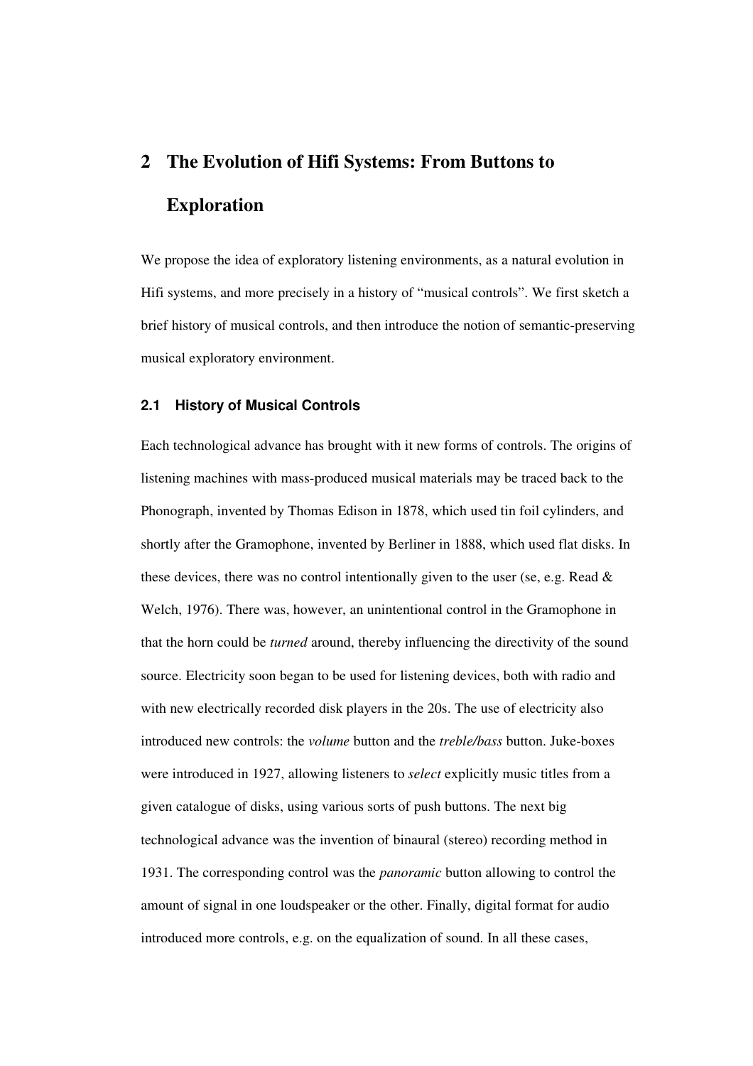## 2 The Evolution of Hifi Systems: From Buttons to Exploration

We propose the idea of exploratory listening environments, as a natural evolution in Hifi systems, and more precisely in a history of "musical controls". We first sketch a brief history of musical controls, and then introduce the notion of semantic-preserving musical exploratory environment.

### 2.1 History of Musical Controls

Each technological advance has brought with it new forms of controls. The origins of listening machines with mass-produced musical materials may be traced back to the Phonograph, invented by Thomas Edison in 1878, which used tin foil cylinders, and shortly after the Gramophone, invented by Berliner in 1888, which used flat disks. In these devices, there was no control intentionally given to the user (se, e.g. Read & Welch, 1976). There was, however, an unintentional control in the Gramophone in that the horn could be *turned* around, thereby influencing the directivity of the sound source. Electricity soon began to be used for listening devices, both with radio and with new electrically recorded disk players in the 20s. The use of electricity also introduced new controls: the *volume* button and the *treble/bass* button. Juke-boxes were introduced in 1927, allowing listeners to *select* explicitly music titles from a given catalogue of disks, using various sorts of push buttons. The next big technological advance was the invention of binaural (stereo) recording method in 1931. The corresponding control was the *panoramic* button allowing to control the amount of signal in one loudspeaker or the other. Finally, digital format for audio introduced more controls, e.g. on the equalization of sound. In all these cases,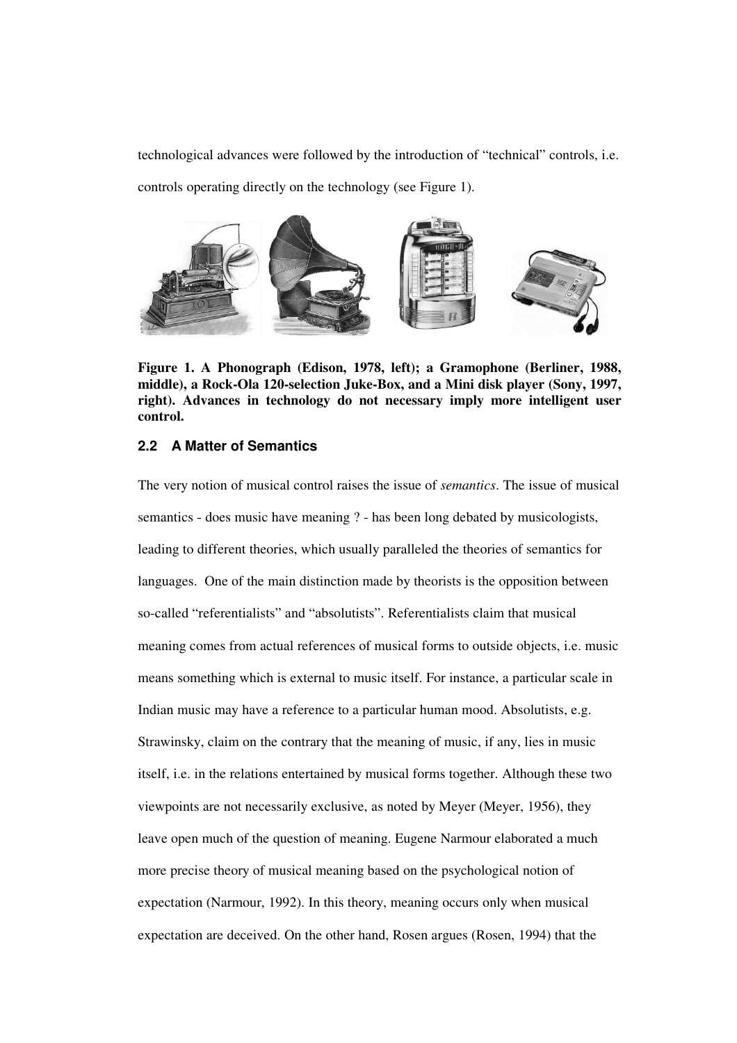technological advances were followed by the introduction of "technical" controls, i.e. controls operating directly on the technology (see Figure 1).

**Figure 1. A Phonograph (Edison, 1978, left); a Gramophone (Berliner, 1988, middle), a Rock-Ola 120-selection Juke-Box, and a Mini disk player (Sony, 1997, right). Advances in technology do not necessary imply more intelligent user control.**

### 2.2 A Matter of Semantics

The very notion of musical control raises the issue of *semantics*. The issue of musical semantics - does music have meaning ? - has been long debated by musicologists, leading to different theories, which usually paralleled the theories of semantics for languages. One of the main distinction made by theorists is the opposition between so-called "referentialists" and "absolutists". Referentialists claim that musical meaning comes from actual references of musical forms to outside objects, i.e. music means something which is external to music itself. For instance, a particular scale in Indian music may have a reference to a particular human mood. Absolutists, e.g. Strawinsky, claim on the contrary that the meaning of music, if any, lies in music itself, i.e. in the relations entertained by musical forms together. Although these two viewpoints are not necessarily exclusive, as noted by Meyer (Meyer, 1956), they leave open much of the question of meaning. Eugene Narmour elaborated a much more precise theory of musical meaning based on the psychological notion of expectation (Narmour, 1992). In this theory, meaning occurs only when musical expectation are deceived. On the other hand, Rosen argues (Rosen, 1994) that the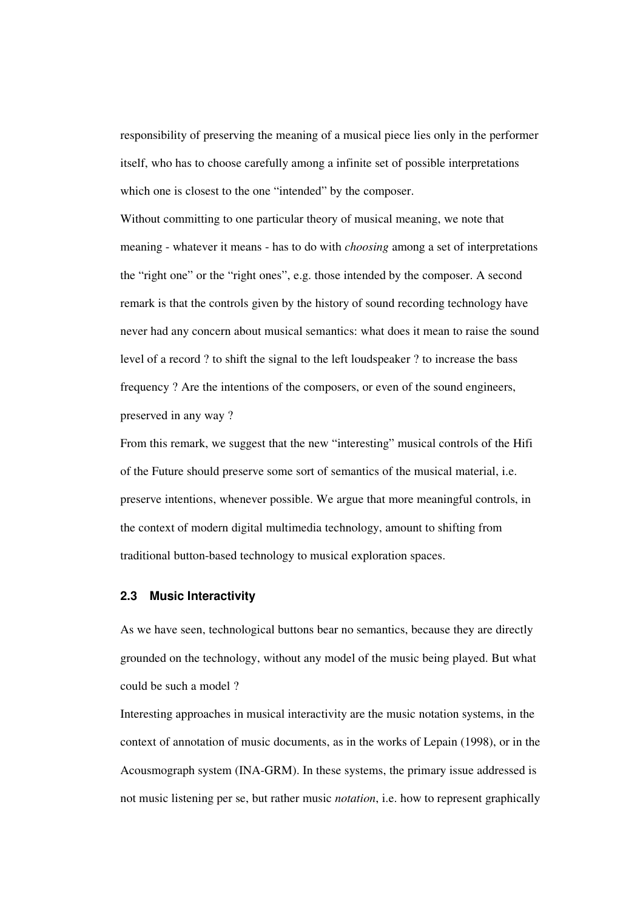responsibility of preserving the meaning of a musical piece lies only in the performer itself, who has to choose carefully among a infinite set of possible interpretations which one is closest to the one "intended" by the composer.

Without committing to one particular theory of musical meaning, we note that meaning - whatever it means - has to do with *choosing* among a set of interpretations the "right one" or the "right ones", e.g. those intended by the composer. A second remark is that the controls given by the history of sound recording technology have never had any concern about musical semantics: what does it mean to raise the sound level of a record ? to shift the signal to the left loudspeaker ? to increase the bass frequency ? Are the intentions of the composers, or even of the sound engineers, preserved in any way ?

From this remark, we suggest that the new "interesting" musical controls of the Hifi of the Future should preserve some sort of semantics of the musical material, i.e. preserve intentions, whenever possible. We argue that more meaningful controls, in the context of modern digital multimedia technology, amount to shifting from traditional button-based technology to musical exploration spaces.

### 2.3 Music Interactivity

As we have seen, technological buttons bear no semantics, because they are directly grounded on the technology, without any model of the music being played. But what could be such a model ?

Interesting approaches in musical interactivity are the music notation systems, in the context of annotation of music documents, as in the works of Lepain (1998), or in the Acousmograph system (INA-GRM). In these systems, the primary issue addressed is not music listening per se, but rather music *notation*, i.e. how to represent graphically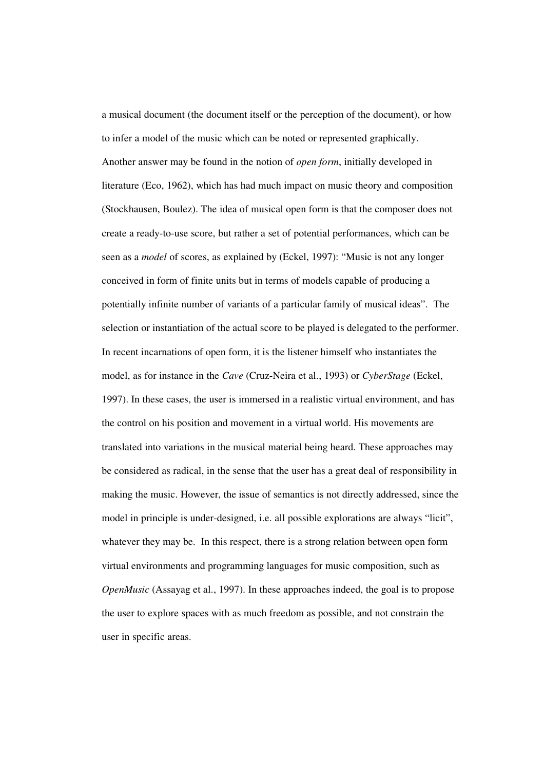a musical document (the document itself or the perception of the document), or how to infer a model of the music which can be noted or represented graphically.

Another answer may be found in the notion of *open form*, initially developed in literature (Eco, 1962), which has had much impact on music theory and composition (Stockhausen, Boulez). The idea of musical open form is that the composer does not create a ready-to-use score, but rather a set of potential performances, which can be seen as a *model* of scores, as explained by (Eckel, 1997): "Music is not any longer conceived in form of finite units but in terms of models capable of producing a potentially infinite number of variants of a particular family of musical ideas". The selection or instantiation of the actual score to be played is delegated to the performer. In recent incarnations of open form, it is the listener himself who instantiates the model, as for instance in the *Cave* (Cruz-Neira et al., 1993) or *CyberStage* (Eckel, 1997). In these cases, the user is immersed in a realistic virtual environment, and has the control on his position and movement in a virtual world. His movements are translated into variations in the musical material being heard. These approaches may be considered as radical, in the sense that the user has a great deal of responsibility in making the music. However, the issue of semantics is not directly addressed, since the model in principle is under-designed, i.e. all possible explorations are always "licit", whatever they may be. In this respect, there is a strong relation between open form virtual environments and programming languages for music composition, such as *OpenMusic* (Assayag et al., 1997). In these approaches indeed, the goal is to propose the user to explore spaces with as much freedom as possible, and not constrain the user in specific areas.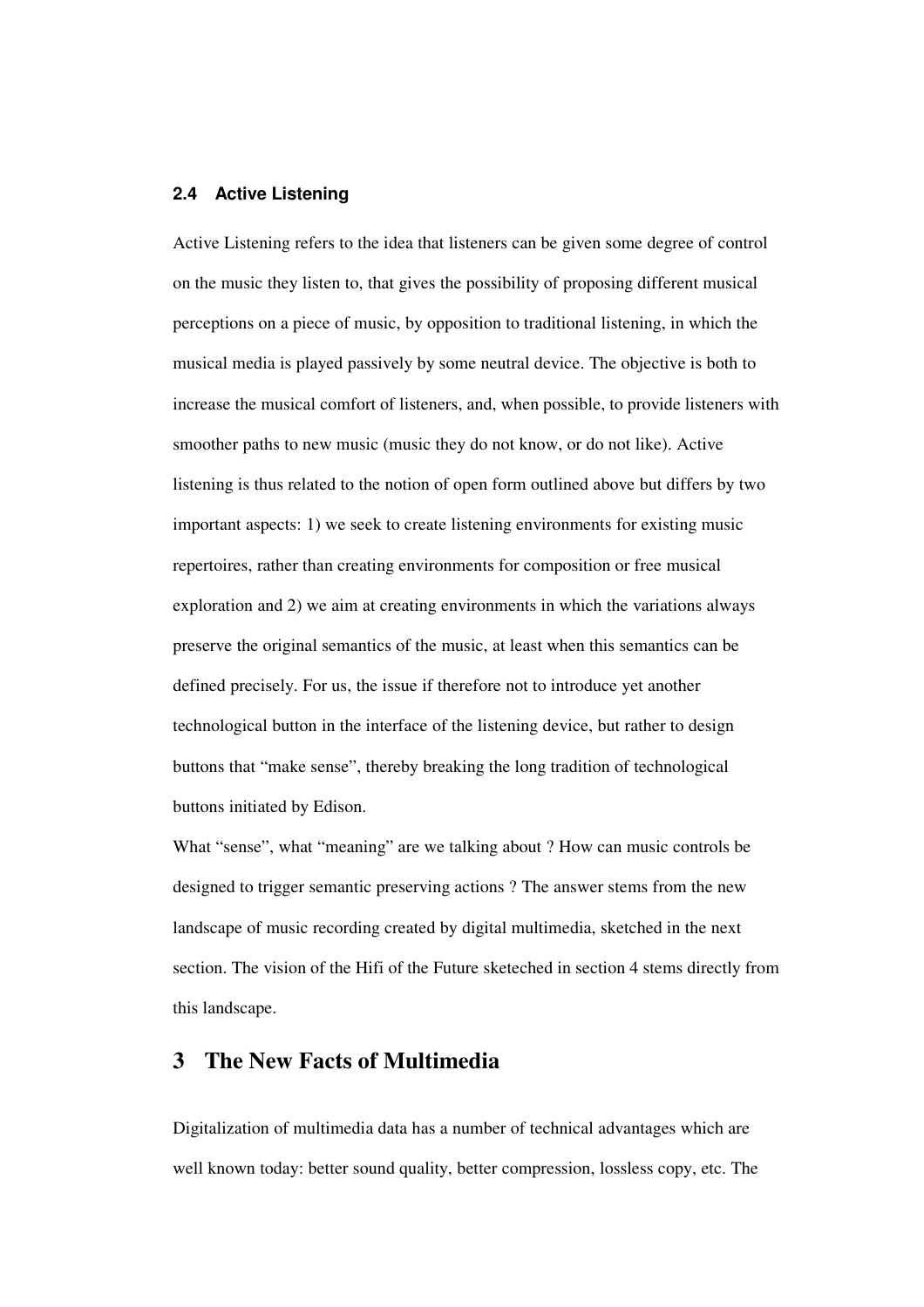### 2.4 Active Listening

Active Listening refers to the idea that listeners can be given some degree of control on the music they listen to, that gives the possibility of proposing different musical perceptions on a piece of music, by opposition to traditional listening, in which the musical media is played passively by some neutral device. The objective is both to increase the musical comfort of listeners, and, when possible, to provide listeners with smoother paths to new music (music they do not know, or do not like). Active listening is thus related to the notion of open form outlined above but differs by two important aspects: 1) we seek to create listening environments for existing music repertoires, rather than creating environments for composition or free musical exploration and 2) we aim at creating environments in which the variations always preserve the original semantics of the music, at least when this semantics can be defined precisely. For us, the issue if therefore not to introduce yet another technological button in the interface of the listening device, but rather to design buttons that "make sense", thereby breaking the long tradition of technological buttons initiated by Edison.

What "sense", what "meaning" are we talking about ? How can music controls be designed to trigger semantic preserving actions ? The answer stems from the new landscape of music recording created by digital multimedia, sketched in the next section. The vision of the Hifi of the Future sketeched in section 4 stems directly from this landscape.

## 3 The New Facts of Multimedia

Digitalization of multimedia data has a number of technical advantages which are well known today: better sound quality, better compression, lossless copy, etc. The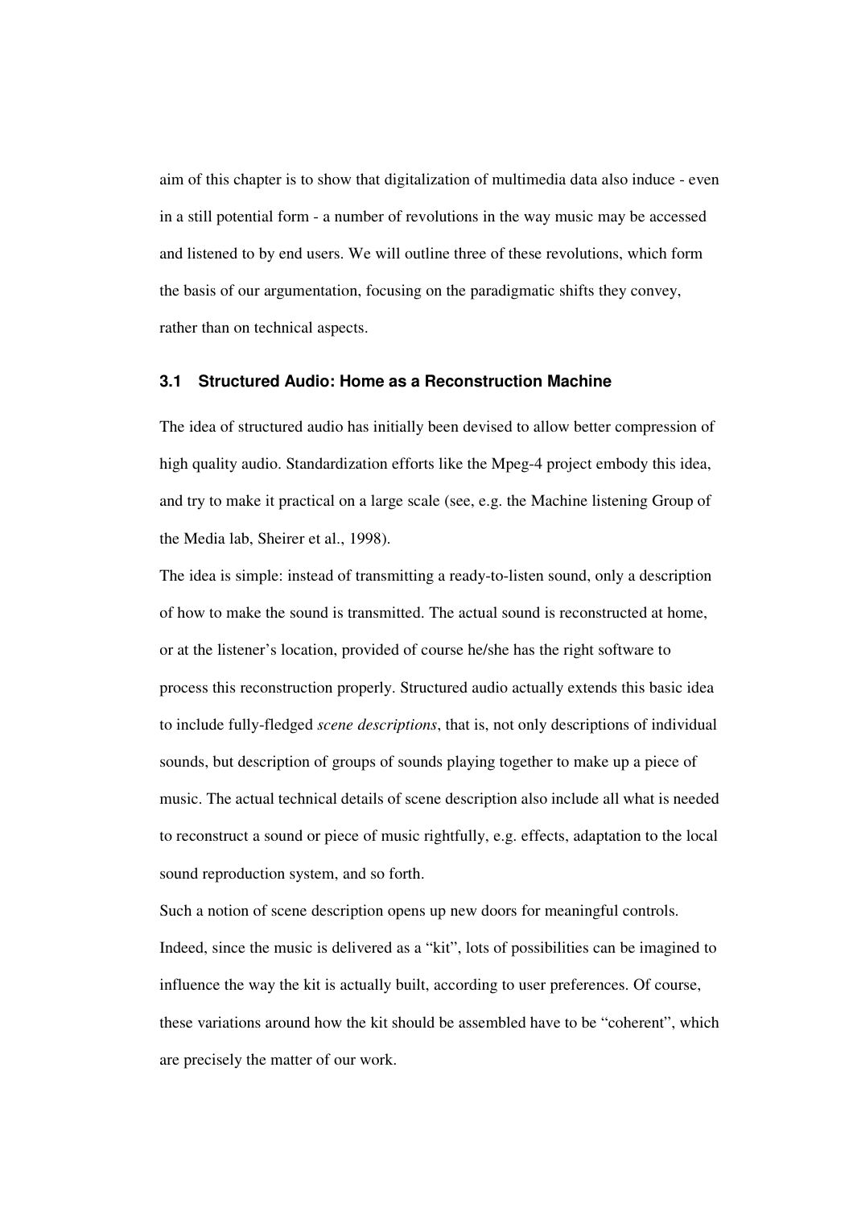aim of this chapter is to show that digitalization of multimedia data also induce - even in a still potential form - a number of revolutions in the way music may be accessed and listened to by end users. We will outline three of these revolutions, which form the basis of our argumentation, focusing on the paradigmatic shifts they convey, rather than on technical aspects.

### 3.1 Structured Audio: Home as a Reconstruction Machine

The idea of structured audio has initially been devised to allow better compression of high quality audio. Standardization efforts like the Mpeg-4 project embody this idea, and try to make it practical on a large scale (see, e.g. the Machine listening Group of the Media lab, Sheirer et al., 1998).

The idea is simple: instead of transmitting a ready-to-listen sound, only a description of how to make the sound is transmitted. The actual sound is reconstructed at home, or at the listener's location, provided of course he/she has the right software to process this reconstruction properly. Structured audio actually extends this basic idea to include fully-fledged *scene descriptions*, that is, not only descriptions of individual sounds, but description of groups of sounds playing together to make up a piece of music. The actual technical details of scene description also include all what is needed to reconstruct a sound or piece of music rightfully, e.g. effects, adaptation to the local sound reproduction system, and so forth.

Such a notion of scene description opens up new doors for meaningful controls. Indeed, since the music is delivered as a "kit", lots of possibilities can be imagined to influence the way the kit is actually built, according to user preferences. Of course, these variations around how the kit should be assembled have to be "coherent", which are precisely the matter of our work.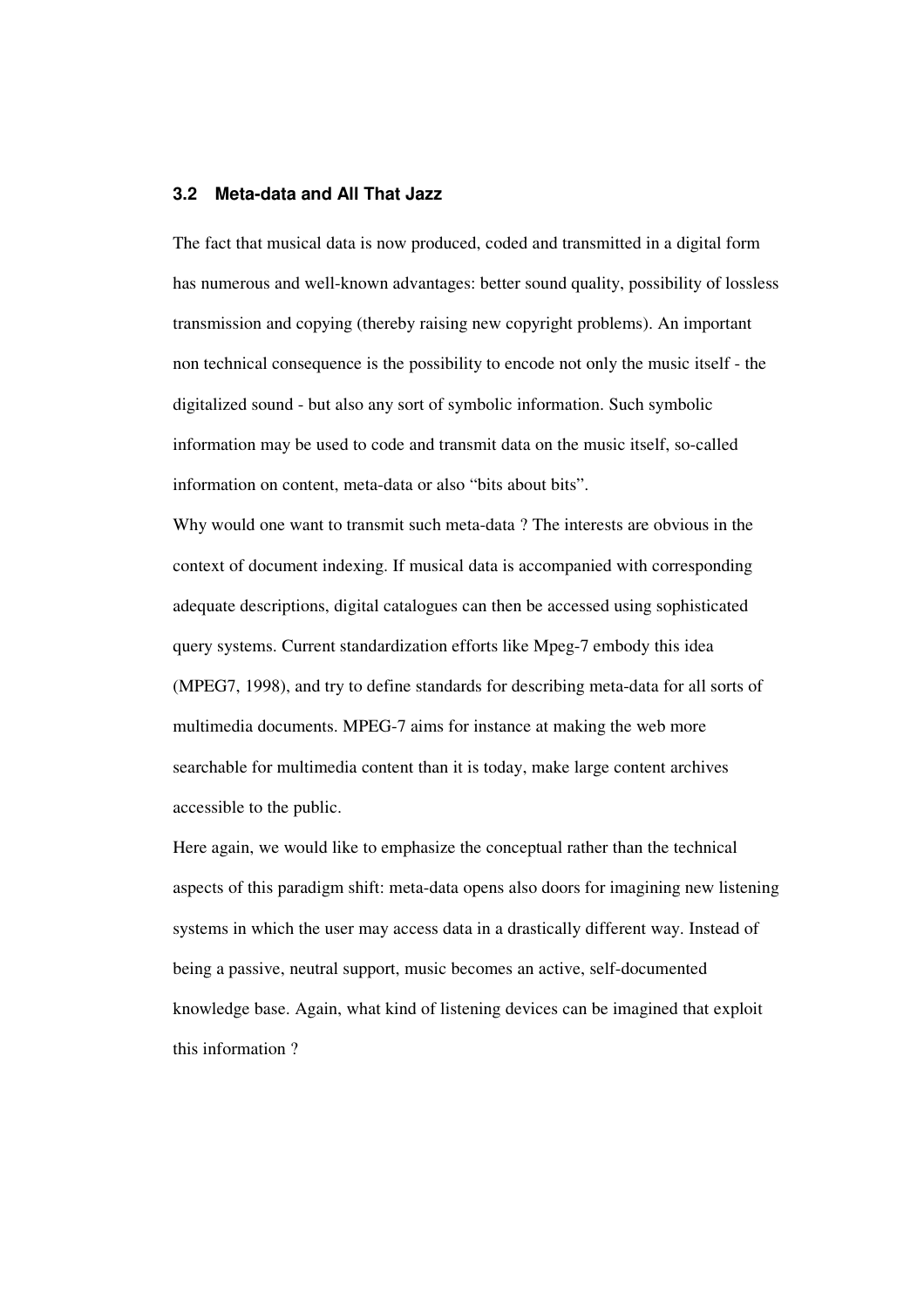### 3.2 Meta-data and All That Jazz

The fact that musical data is now produced, coded and transmitted in a digital form has numerous and well-known advantages: better sound quality, possibility of lossless transmission and copying (thereby raising new copyright problems). An important non technical consequence is the possibility to encode not only the music itself - the digitalized sound - but also any sort of symbolic information. Such symbolic information may be used to code and transmit data on the music itself, so-called information on content, meta-data or also "bits about bits".

Why would one want to transmit such meta-data ? The interests are obvious in the context of document indexing. If musical data is accompanied with corresponding adequate descriptions, digital catalogues can then be accessed using sophisticated query systems. Current standardization efforts like Mpeg-7 embody this idea (MPEG7, 1998), and try to define standards for describing meta-data for all sorts of multimedia documents. MPEG-7 aims for instance at making the web more searchable for multimedia content than it is today, make large content archives accessible to the public.

Here again, we would like to emphasize the conceptual rather than the technical aspects of this paradigm shift: meta-data opens also doors for imagining new listening systems in which the user may access data in a drastically different way. Instead of being a passive, neutral support, music becomes an active, self-documented knowledge base. Again, what kind of listening devices can be imagined that exploit this information ?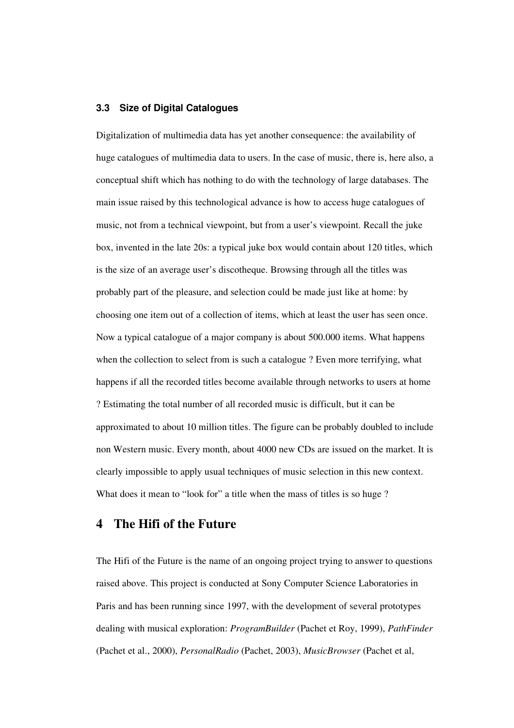### 3.3 Size of Digital Catalogues

Digitalization of multimedia data has yet another consequence: the availability of huge catalogues of multimedia data to users. In the case of music, there is, here also, a conceptual shift which has nothing to do with the technology of large databases. The main issue raised by this technological advance is how to access huge catalogues of music, not from a technical viewpoint, but from a user's viewpoint. Recall the juke box, invented in the late 20s: a typical juke box would contain about 120 titles, which is the size of an average user's discotheque. Browsing through all the titles was probably part of the pleasure, and selection could be made just like at home: by choosing one item out of a collection of items, which at least the user has seen once. Now a typical catalogue of a major company is about 500.000 items. What happens when the collection to select from is such a catalogue ? Even more terrifying, what happens if all the recorded titles become available through networks to users at home ? Estimating the total number of all recorded music is difficult, but it can be approximated to about 10 million titles. The figure can be probably doubled to include non Western music. Every month, about 4000 new CDs are issued on the market. It is clearly impossible to apply usual techniques of music selection in this new context. What does it mean to "look for" a title when the mass of titles is so huge ?

# 4 The Hifi of the Future

The Hifi of the Future is the name of an ongoing project trying to answer to questions raised above. This project is conducted at Sony Computer Science Laboratories in Paris and has been running since 1997, with the development of several prototypes dealing with musical exploration: *ProgramBuilder* (Pachet et Roy, 1999), *PathFinder* (Pachet et al., 2000), *PersonalRadio* (Pachet, 2003), *MusicBrowser* (Pachet et al,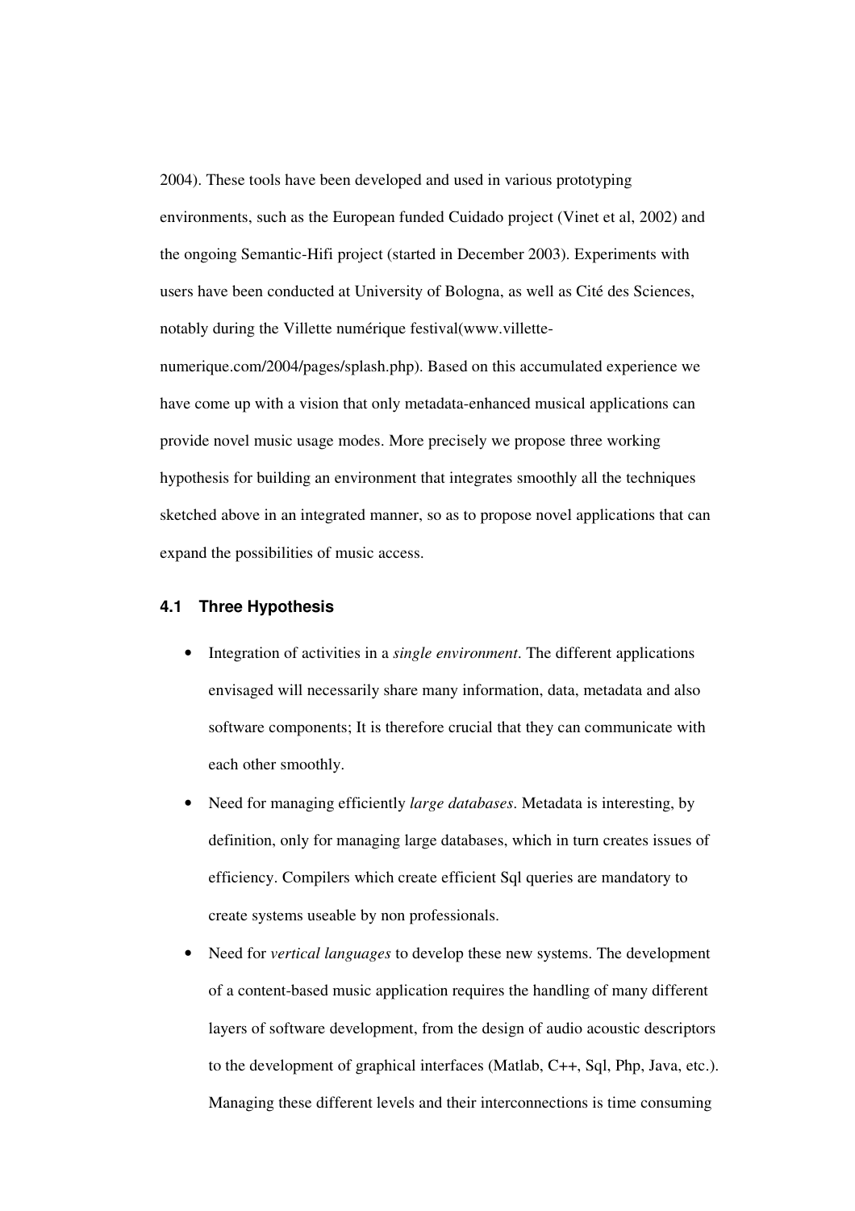2004). These tools have been developed and used in various prototyping environments, such as the European funded Cuidado project (Vinet et al, 2002) and the ongoing Semantic-Hifi project (started in December 2003). Experiments with users have been conducted at University of Bologna, as well as Cité des Sciences, notably during the Villette numérique festival(www.villette-numerique.com/2004/pages/splash.php). Based on this accumulated experience we have come up with a vision that only metadata-enhanced musical applications can provide novel music usage modes. More precisely we propose three working hypothesis for building an environment that integrates smoothly all the techniques sketched above in an integrated manner, so as to propose novel applications that can expand the possibilities of music access.

### 4.1 Three Hypothesis

- Integration of activities in a *single environment*. The different applications envisaged will necessarily share many information, data, metadata and also software components; It is therefore crucial that they can communicate with each other smoothly.
- Need for managing efficiently *large databases*. Metadata is interesting, by definition, only for managing large databases, which in turn creates issues of efficiency. Compilers which create efficient Sql queries are mandatory to create systems useable by non professionals.
- Need for *vertical languages* to develop these new systems. The development of a content-based music application requires the handling of many different layers of software development, from the design of audio acoustic descriptors to the development of graphical interfaces (Matlab, C++, Sql, Php, Java, etc.). Managing these different levels and their interconnections is time consuming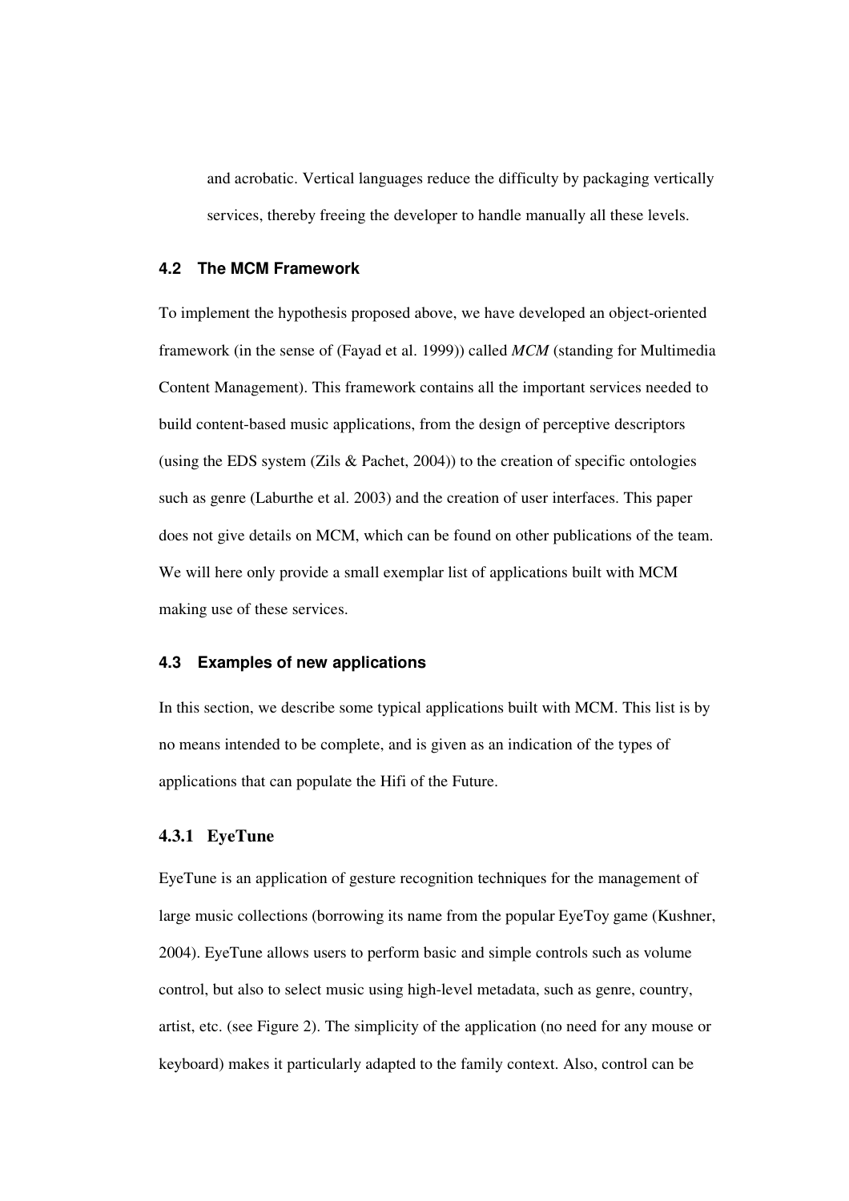and acrobatic. Vertical languages reduce the difficulty by packaging vertically services, thereby freeing the developer to handle manually all these levels.

### 4.2 The MCM Framework

To implement the hypothesis proposed above, we have developed an object-oriented framework (in the sense of (Fayad et al. 1999)) called *MCM* (standing for Multimedia Content Management). This framework contains all the important services needed to build content-based music applications, from the design of perceptive descriptors (using the EDS system (Zils & Pachet, 2004)) to the creation of specific ontologies such as genre (Laburthe et al. 2003) and the creation of user interfaces. This paper does not give details on MCM, which can be found on other publications of the team. We will here only provide a small exemplar list of applications built with MCM making use of these services.

### 4.3 Examples of new applications

In this section, we describe some typical applications built with MCM. This list is by no means intended to be complete, and is given as an indication of the types of applications that can populate the Hifi of the Future.

#### 4.3.1 EyeTune

EyeTune is an application of gesture recognition techniques for the management of large music collections (borrowing its name from the popular EyeToy game (Kushner, 2004). EyeTune allows users to perform basic and simple controls such as volume control, but also to select music using high-level metadata, such as genre, country, artist, etc. (see Figure 2). The simplicity of the application (no need for any mouse or keyboard) makes it particularly adapted to the family context. Also, control can be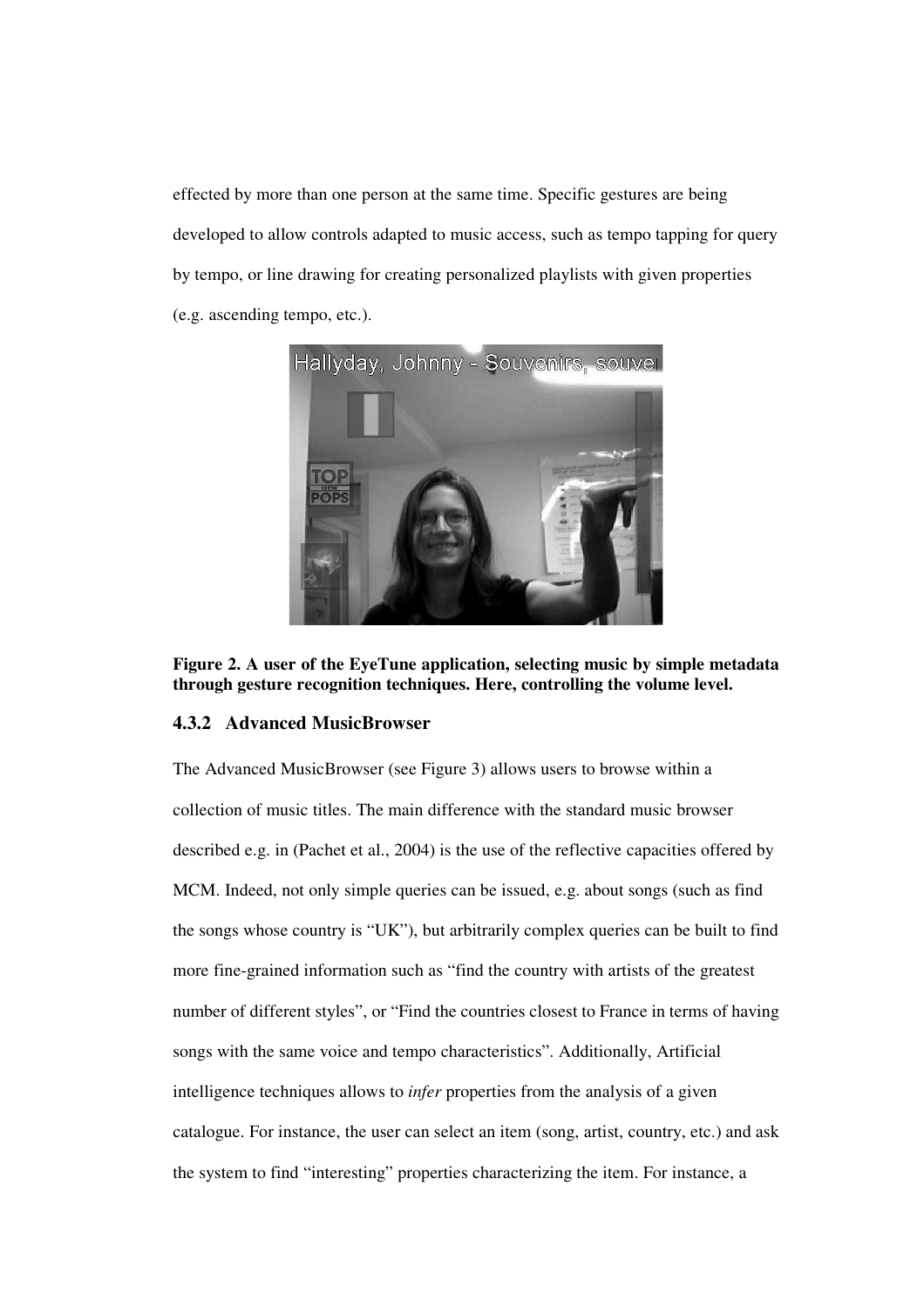effected by more than one person at the same time. Specific gestures are being developed to allow controls adapted to music access, such as tempo tapping for query by tempo, or line drawing for creating personalized playlists with given properties (e.g. ascending tempo, etc.).

**Figure 2. A user of the EyeTune application, selecting music by simple metadata through gesture recognition techniques. Here, controlling the volume level.**

### 4.3.2 Advanced MusicBrowser

The Advanced MusicBrowser (see Figure 3) allows users to browse within a collection of music titles. The main difference with the standard music browser described e.g. in (Pachet et al., 2004) is the use of the reflective capacities offered by MCM. Indeed, not only simple queries can be issued, e.g. about songs (such as find the songs whose country is "UK"), but arbitrarily complex queries can be built to find more fine-grained information such as "find the country with artists of the greatest number of different styles", or "Find the countries closest to France in terms of having songs with the same voice and tempo characteristics". Additionally, Artificial intelligence techniques allows to *infer* properties from the analysis of a given catalogue. For instance, the user can select an item (song, artist, country, etc.) and ask the system to find "interesting" properties characterizing the item. For instance, a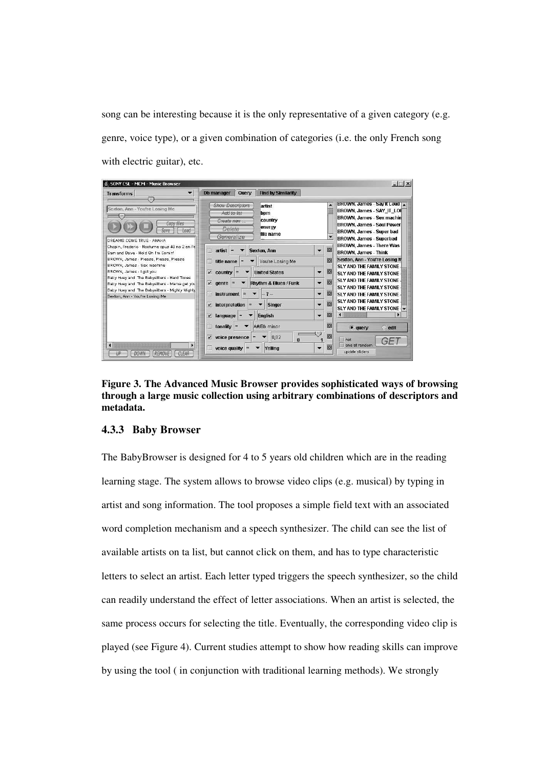song can be interesting because it is the only representative of a given category (e.g. genre, voice type), or a given combination of categories (i.e. the only French song with electric guitar), etc.

**Figure 3. The Advanced Music Browser provides sophisticated ways of browsing through a large music collection using arbitrary combinations of descriptors and metadata.**

### 4.3.3 Baby Browser

The BabyBrowser is designed for 4 to 5 years old children which are in the reading learning stage. The system allows to browse video clips (e.g. musical) by typing in artist and song information. The tool proposes a simple field text with an associated word completion mechanism and a speech synthesizer. The child can see the list of available artists on ta list, but cannot click on them, and has to type characteristic letters to select an artist. Each letter typed triggers the speech synthesizer, so the child can readily understand the effect of letter associations. When an artist is selected, the same process occurs for selecting the title. Eventually, the corresponding video clip is played (see Figure 4). Current studies attempt to show how reading skills can improve by using the tool ( in conjunction with traditional learning methods). We strongly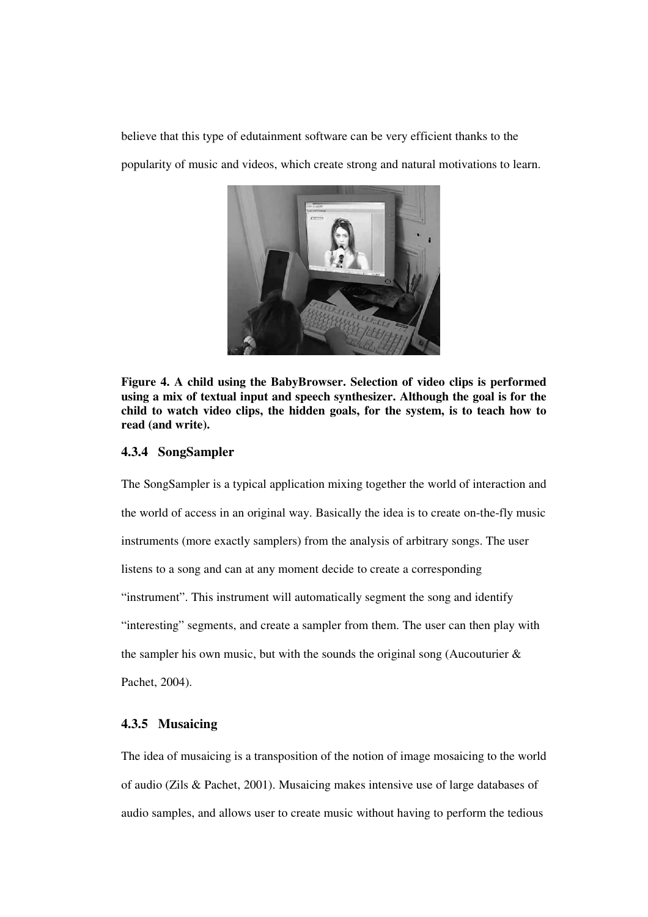believe that this type of edutainment software can be very efficient thanks to the popularity of music and videos, which create strong and natural motivations to learn.

**Figure 4. A child using the BabyBrowser. Selection of video clips is performed using a mix of textual input and speech synthesizer. Although the goal is for the child to watch video clips, the hidden goals, for the system, is to teach how to read (and write).**

### 4.3.4 SongSampler

The SongSampler is a typical application mixing together the world of interaction and the world of access in an original way. Basically the idea is to create on-the-fly music instruments (more exactly samplers) from the analysis of arbitrary songs. The user listens to a song and can at any moment decide to create a corresponding "instrument". This instrument will automatically segment the song and identify "interesting" segments, and create a sampler from them. The user can then play with the sampler his own music, but with the sounds the original song (Aucouturier & Pachet, 2004).

### 4.3.5 Musaicing

The idea of musaicing is a transposition of the notion of image mosaicing to the world of audio (Zils & Pachet, 2001). Musaicing makes intensive use of large databases of audio samples, and allows user to create music without having to perform the tedious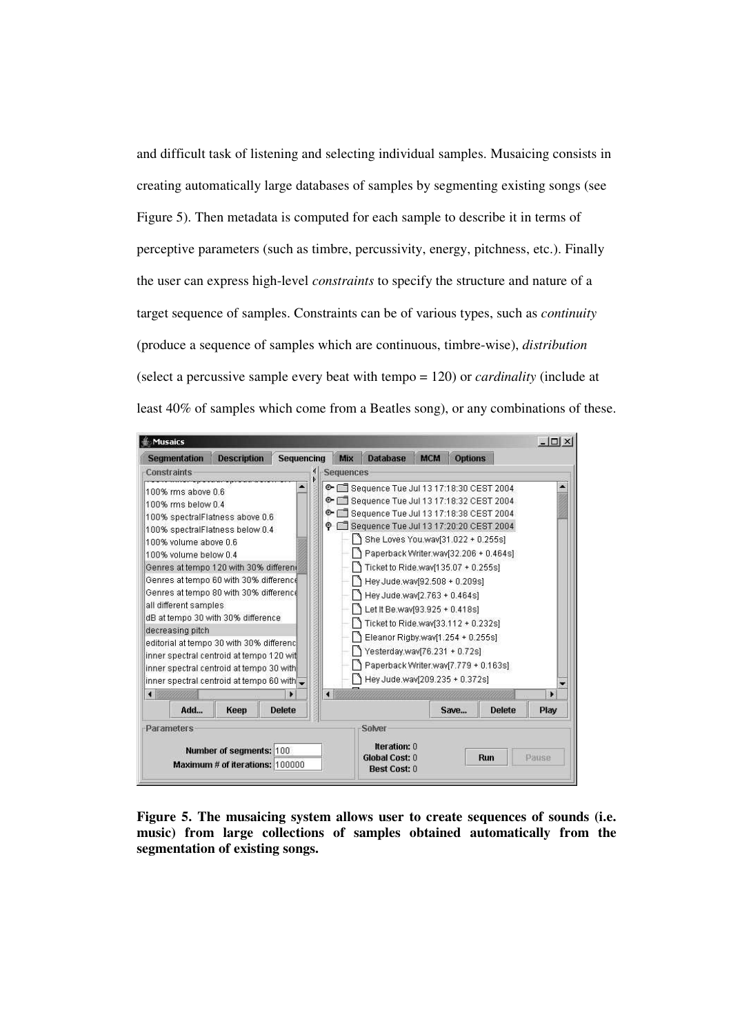and difficult task of listening and selecting individual samples. Musaicing consists in creating automatically large databases of samples by segmenting existing songs (see Figure 5). Then metadata is computed for each sample to describe it in terms of perceptive parameters (such as timbre, percussivity, energy, pitchness, etc.). Finally the user can express high-level *constraints* to specify the structure and nature of a target sequence of samples. Constraints can be of various types, such as *continuity* (produce a sequence of samples which are continuous, timbre-wise), *distribution* (select a percussive sample every beat with tempo = 120) or *cardinality* (include at least 40% of samples which come from a Beatles song), or any combinations of these.

**Figure 5. The musaicing system allows user to create sequences of sounds (i.e. music) from large collections of samples obtained automatically from the segmentation of existing songs.**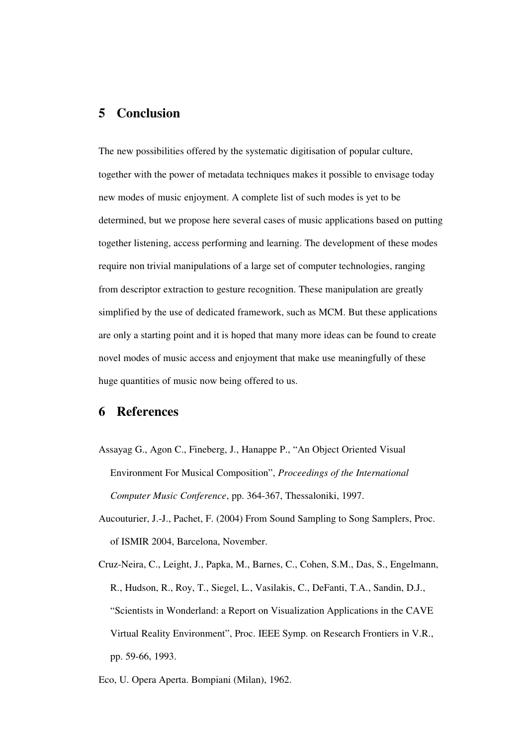# 5 Conclusion

The new possibilities offered by the systematic digitisation of popular culture, together with the power of metadata techniques makes it possible to envisage today new modes of music enjoyment. A complete list of such modes is yet to be determined, but we propose here several cases of music applications based on putting together listening, access performing and learning. The development of these modes require non trivial manipulations of a large set of computer technologies, ranging from descriptor extraction to gesture recognition. These manipulation are greatly simplified by the use of dedicated framework, such as MCM. But these applications are only a starting point and it is hoped that many more ideas can be found to create novel modes of music access and enjoyment that make use meaningfully of these huge quantities of music now being offered to us.

# 6 References

Assayag G., Agon C., Fineberg, J., Hanappe P., "An Object Oriented Visual Environment For Musical Composition", *Proceedings of the International Computer Music Conference*, pp. 364-367, Thessaloniki, 1997.

Aucouturier, J.-J., Pachet, F. (2004) From Sound Sampling to Song Samplers, Proc. of ISMIR 2004, Barcelona, November.

Cruz-Neira, C., Leight, J., Papka, M., Barnes, C., Cohen, S.M., Das, S., Engelmann, R., Hudson, R., Roy, T., Siegel, L., Vasilakis, C., DeFanti, T.A., Sandin, D.J., "Scientists in Wonderland: a Report on Visualization Applications in the CAVE Virtual Reality Environment", Proc. IEEE Symp. on Research Frontiers in V.R., pp. 59-66, 1993.

Eco, U. Opera Aperta. Bompiani (Milan), 1962.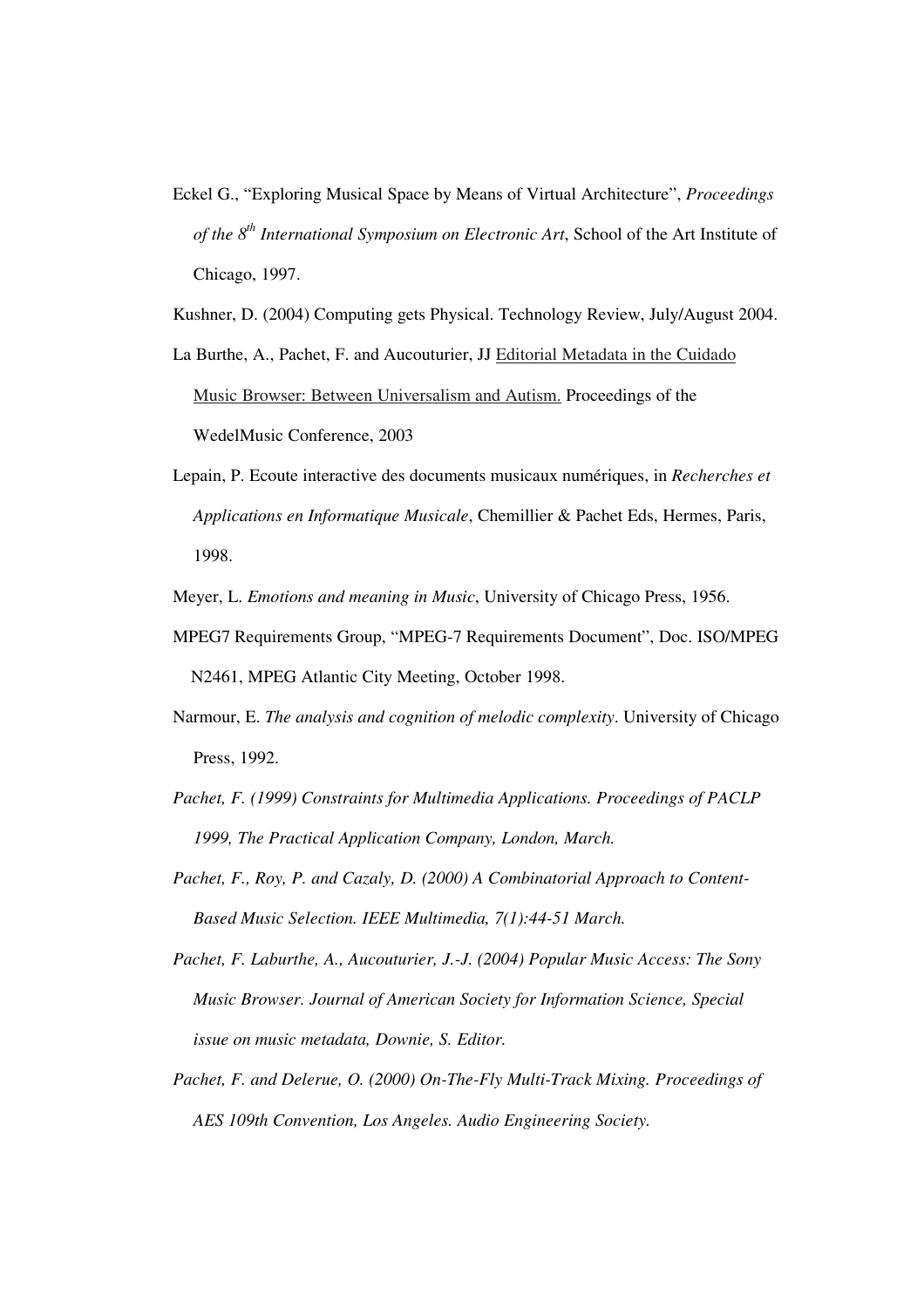Eckel G., "Exploring Musical Space by Means of Virtual Architecture", *Proceedings of the 8th International Symposium on Electronic Art*, School of the Art Institute of Chicago, 1997.

Kushner, D. (2004) Computing gets Physical. Technology Review, July/August 2004.

La Burthe, A., Pachet, F. and Aucouturier, JJ Editorial Metadata in the Cuidado Music Browser: Between Universalism and Autism. Proceedings of the WedelMusic Conference, 2003

Lepain, P. Ecoute interactive des documents musicaux numériques, in *Recherches et Applications en Informatique Musicale*, Chemillier & Pachet Eds, Hermes, Paris, 1998.

Meyer, L. *Emotions and meaning in Music*, University of Chicago Press, 1956.

MPEG7 Requirements Group, "MPEG-7 Requirements Document", Doc. ISO/MPEG N2461, MPEG Atlantic City Meeting, October 1998.

Narmour, E. *The analysis and cognition of melodic complexity*. University of Chicago Press, 1992.

*Pachet, F. (1999) Constraints for Multimedia Applications. Proceedings of PACLP 1999, The Practical Application Company, London, March.*

*Pachet, F., Roy, P. and Cazaly, D. (2000) A Combinatorial Approach to Content-Based Music Selection. IEEE Multimedia, 7(1):44-51 March.*

*Pachet, F. Laburthe, A., Aucouturier, J.-J. (2004) Popular Music Access: The Sony Music Browser. Journal of American Society for Information Science, Special issue on music metadata, Downie, S. Editor.*

*Pachet, F. and Delerue, O. (2000) On-The-Fly Multi-Track Mixing. Proceedings of AES 109th Convention, Los Angeles. Audio Engineering Society.*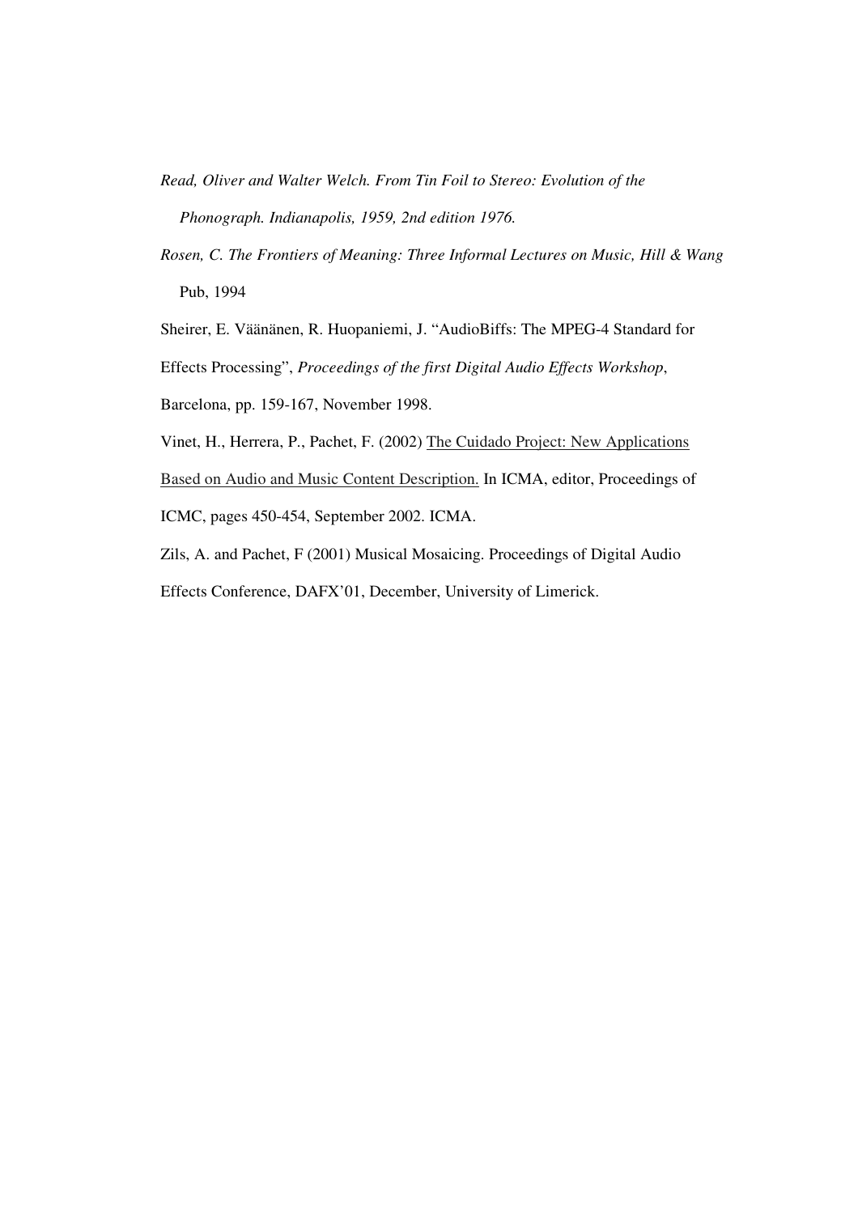*Read, Oliver and Walter Welch. From Tin Foil to Stereo: Evolution of the Phonograph. Indianapolis, 1959, 2nd edition 1976.*

*Rosen, C. The Frontiers of Meaning: Three Informal Lectures on Music, Hill & Wang* Pub, 1994

Sheirer, E. Väänänen, R. Huopaniemi, J. "AudioBiffs: The MPEG-4 Standard for Effects Processing", *Proceedings of the first Digital Audio Effects Workshop*, Barcelona, pp. 159-167, November 1998.

Vinet, H., Herrera, P., Pachet, F. (2002) The Cuidado Project: New Applications Based on Audio and Music Content Description. In ICMA, editor, Proceedings of ICMC, pages 450-454, September 2002. ICMA.

Zils, A. and Pachet, F (2001) Musical Mosaicing. Proceedings of Digital Audio Effects Conference, DAFX'01, December, University of Limerick.